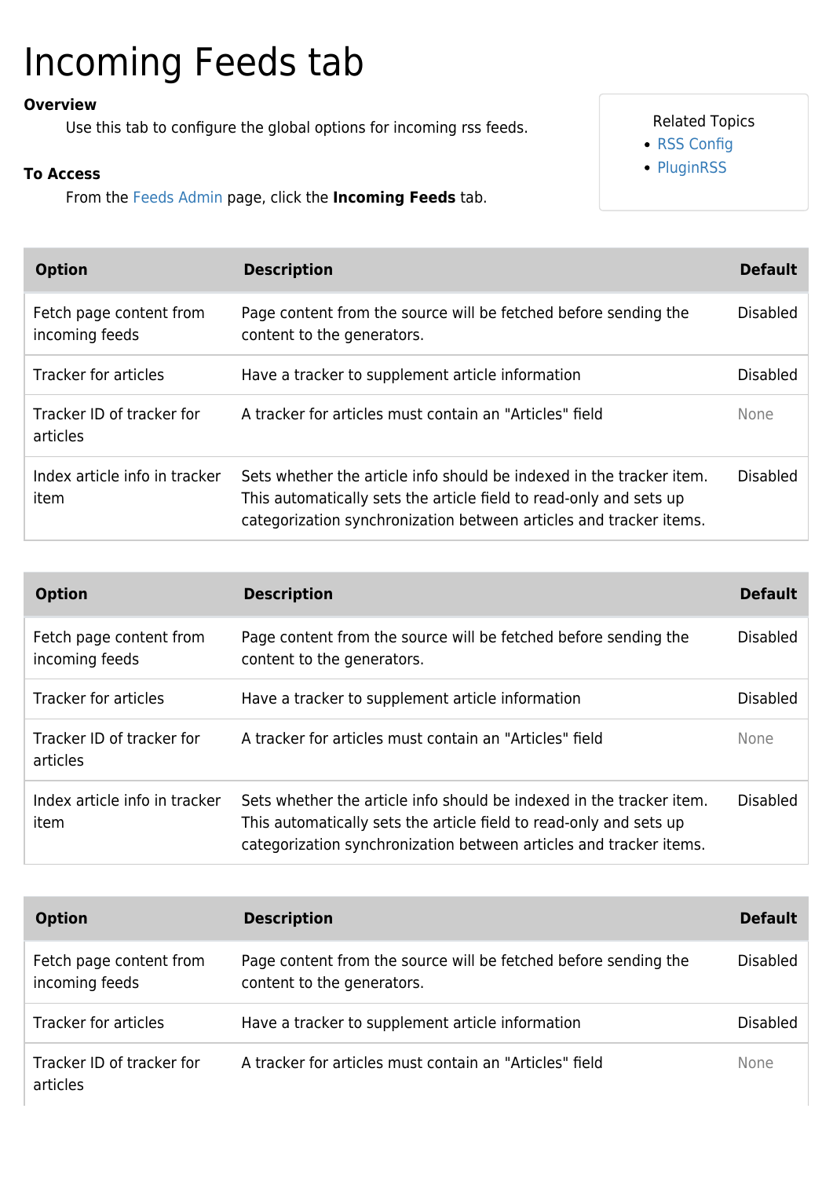# Incoming Feeds tab

**Overview**

Use this tab to configure the global options for incoming rss feeds.

**To Access**

From the Feeds Admin page, click the **Incoming Feeds** tab.

Related Topics

- RSS Config
- PluginRSS

| Option | Description | Default |
|---|---|---|
| Fetch page content from incoming feeds | Page content from the source will be fetched before sending the content to the generators. | Disabled |
| Tracker for articles | Have a tracker to supplement article information | Disabled |
| Tracker ID of tracker for articles | A tracker for articles must contain an "Articles" field | None |
| Index article info in tracker item | Sets whether the article info should be indexed in the tracker item. This automatically sets the article field to read-only and sets up categorization synchronization between articles and tracker items. | Disabled |

| Option | Description | Default |
|---|---|---|
| Fetch page content from incoming feeds | Page content from the source will be fetched before sending the content to the generators. | Disabled |
| Tracker for articles | Have a tracker to supplement article information | Disabled |
| Tracker ID of tracker for articles | A tracker for articles must contain an "Articles" field | None |
| Index article info in tracker item | Sets whether the article info should be indexed in the tracker item. This automatically sets the article field to read-only and sets up categorization synchronization between articles and tracker items. | Disabled |

| Option | Description | Default |
|---|---|---|
| Fetch page content from incoming feeds | Page content from the source will be fetched before sending the content to the generators. | Disabled |
| Tracker for articles | Have a tracker to supplement article information | Disabled |
| Tracker ID of tracker for articles | A tracker for articles must contain an "Articles" field | None |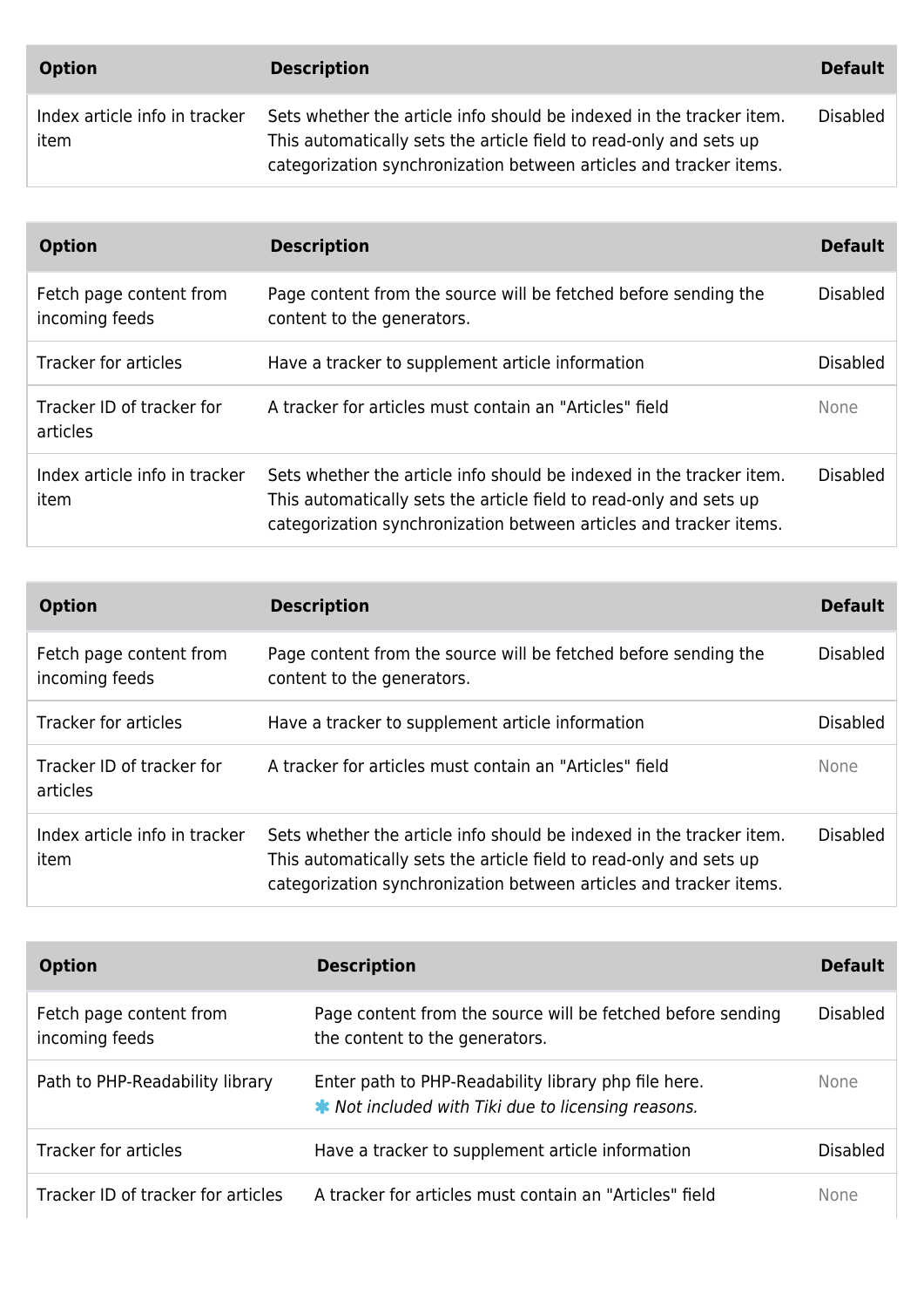| Option | Description | Default |
| --- | --- | --- |
| Index article info in tracker item | Sets whether the article info should be indexed in the tracker item. This automatically sets the article field to read-only and sets up categorization synchronization between articles and tracker items. | Disabled |

| Option | Description | Default |
| --- | --- | --- |
| Fetch page content from incoming feeds | Page content from the source will be fetched before sending the content to the generators. | Disabled |
| Tracker for articles | Have a tracker to supplement article information | Disabled |
| Tracker ID of tracker for articles | A tracker for articles must contain an "Articles" field | None |
| Index article info in tracker item | Sets whether the article info should be indexed in the tracker item. This automatically sets the article field to read-only and sets up categorization synchronization between articles and tracker items. | Disabled |

| Option | Description | Default |
| --- | --- | --- |
| Fetch page content from incoming feeds | Page content from the source will be fetched before sending the content to the generators. | Disabled |
| Tracker for articles | Have a tracker to supplement article information | Disabled |
| Tracker ID of tracker for articles | A tracker for articles must contain an "Articles" field | None |
| Index article info in tracker item | Sets whether the article info should be indexed in the tracker item. This automatically sets the article field to read-only and sets up categorization synchronization between articles and tracker items. | Disabled |

| Option | Description | Default |
| --- | --- | --- |
| Fetch page content from incoming feeds | Page content from the source will be fetched before sending the content to the generators. | Disabled |
| Path to PHP-Readability library | Enter path to PHP-Readability library php file here. ✱ *Not included with Tiki due to licensing reasons.* | None |
| Tracker for articles | Have a tracker to supplement article information | Disabled |
| Tracker ID of tracker for articles | A tracker for articles must contain an "Articles" field | None |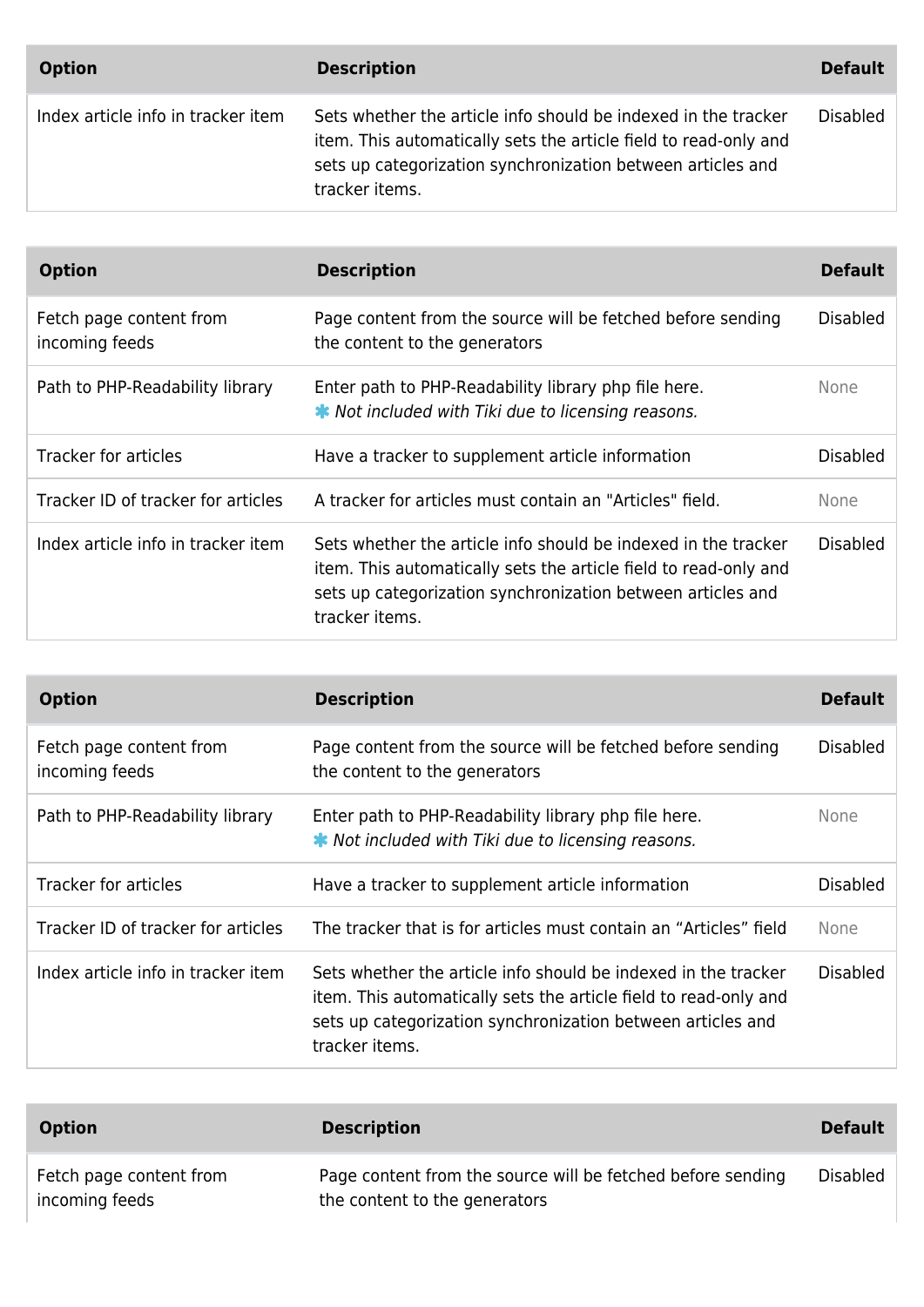| Option | Description | Default |
| --- | --- | --- |
| Index article info in tracker item | Sets whether the article info should be indexed in the tracker item. This automatically sets the article field to read-only and sets up categorization synchronization between articles and tracker items. | Disabled |

| Option | Description | Default |
| --- | --- | --- |
| Fetch page content from incoming feeds | Page content from the source will be fetched before sending the content to the generators | Disabled |
| Path to PHP-Readability library | Enter path to PHP-Readability library php file here. ✱ *Not included with Tiki due to licensing reasons.* | None |
| Tracker for articles | Have a tracker to supplement article information | Disabled |
| Tracker ID of tracker for articles | A tracker for articles must contain an "Articles" field. | None |
| Index article info in tracker item | Sets whether the article info should be indexed in the tracker item. This automatically sets the article field to read-only and sets up categorization synchronization between articles and tracker items. | Disabled |

| Option | Description | Default |
| --- | --- | --- |
| Fetch page content from incoming feeds | Page content from the source will be fetched before sending the content to the generators | Disabled |
| Path to PHP-Readability library | Enter path to PHP-Readability library php file here. ✱ *Not included with Tiki due to licensing reasons.* | None |
| Tracker for articles | Have a tracker to supplement article information | Disabled |
| Tracker ID of tracker for articles | The tracker that is for articles must contain an “Articles” field | None |
| Index article info in tracker item | Sets whether the article info should be indexed in the tracker item. This automatically sets the article field to read-only and sets up categorization synchronization between articles and tracker items. | Disabled |

| Option | Description | Default |
| --- | --- | --- |
| Fetch page content from incoming feeds | Page content from the source will be fetched before sending the content to the generators | Disabled |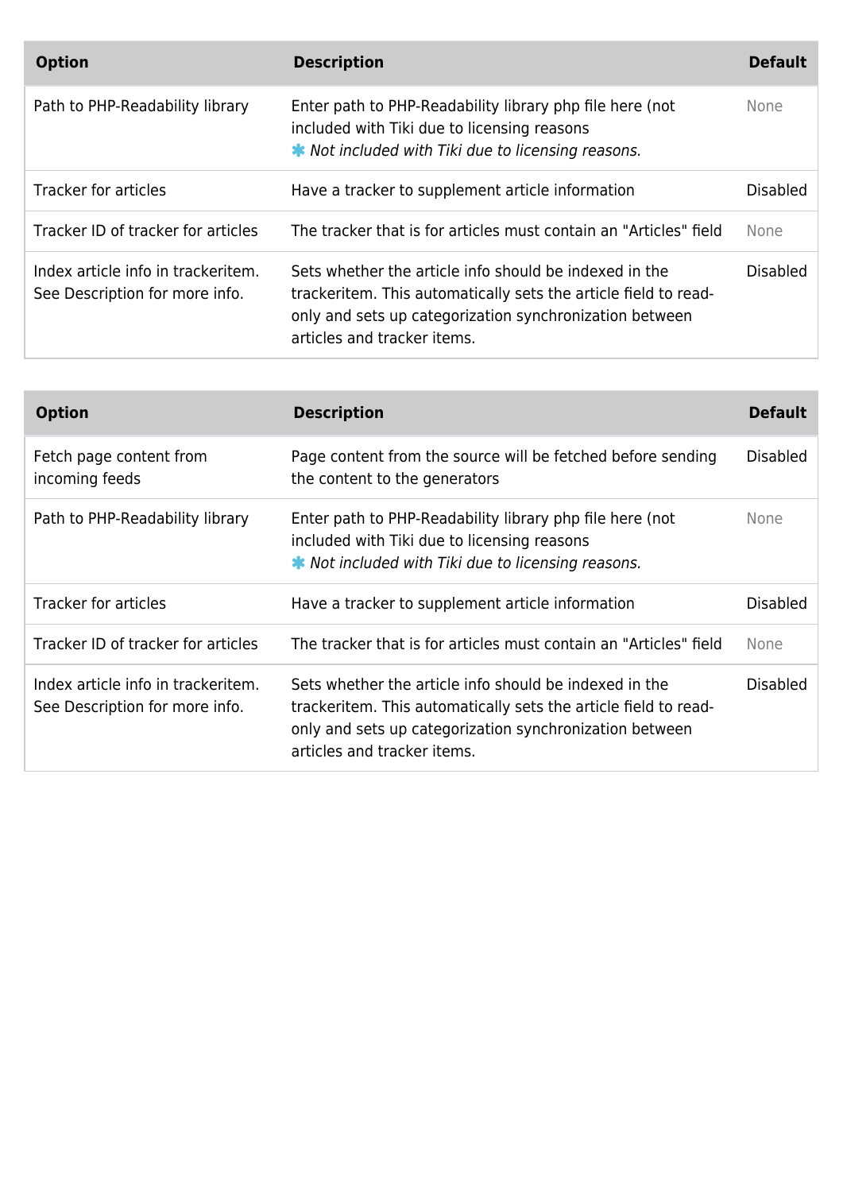| Option | Description | Default |
| --- | --- | --- |
| Path to PHP-Readability library | Enter path to PHP-Readability library php file here (not included with Tiki due to licensing reasons ✱ *Not included with Tiki due to licensing reasons.* | None |
| Tracker for articles | Have a tracker to supplement article information | Disabled |
| Tracker ID of tracker for articles | The tracker that is for articles must contain an "Articles" field | None |
| Index article info in trackeritem. See Description for more info. | Sets whether the article info should be indexed in the trackeritem. This automatically sets the article field to read-only and sets up categorization synchronization between articles and tracker items. | Disabled |

| Option | Description | Default |
| --- | --- | --- |
| Fetch page content from incoming feeds | Page content from the source will be fetched before sending the content to the generators | Disabled |
| Path to PHP-Readability library | Enter path to PHP-Readability library php file here (not included with Tiki due to licensing reasons ✱ *Not included with Tiki due to licensing reasons.* | None |
| Tracker for articles | Have a tracker to supplement article information | Disabled |
| Tracker ID of tracker for articles | The tracker that is for articles must contain an "Articles" field | None |
| Index article info in trackeritem. See Description for more info. | Sets whether the article info should be indexed in the trackeritem. This automatically sets the article field to read-only and sets up categorization synchronization between articles and tracker items. | Disabled |